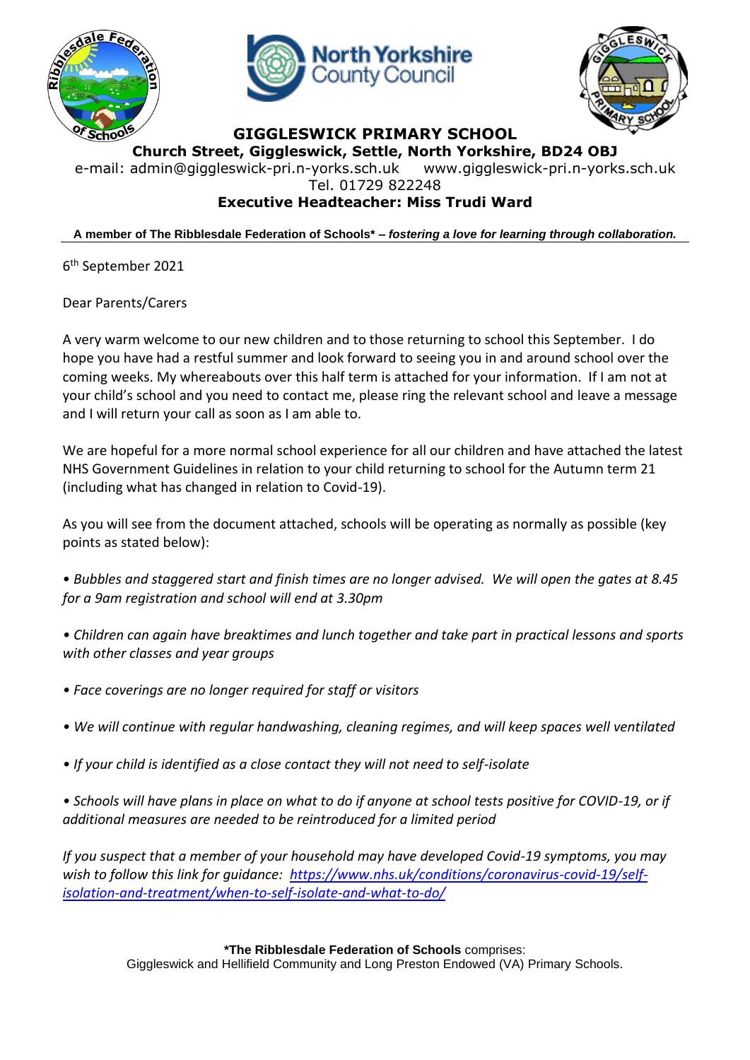# GIGGLESWICK PRIMARY SCHOOL

**Church Street, Giggleswick, Settle, North Yorkshire, BD24 OBJ**

e-mail: admin@giggleswick-pri.n-yorks.sch.uk www.giggleswick-pri.n-yorks.sch.uk

Tel. 01729 822248

**Executive Headteacher: Miss Trudi Ward**

**A member of The Ribblesdale Federation of Schools\* –** ***fostering a love for learning through collaboration.***

6th September 2021

Dear Parents/Carers

A very warm welcome to our new children and to those returning to school this September. I do hope you have had a restful summer and look forward to seeing you in and around school over the coming weeks. My whereabouts over this half term is attached for your information. If I am not at your child's school and you need to contact me, please ring the relevant school and leave a message and I will return your call as soon as I am able to.

We are hopeful for a more normal school experience for all our children and have attached the latest NHS Government Guidelines in relation to your child returning to school for the Autumn term 21 (including what has changed in relation to Covid-19).

As you will see from the document attached, schools will be operating as normally as possible (key points as stated below):

- *Bubbles and staggered start and finish times are no longer advised. We will open the gates at 8.45 for a 9am registration and school will end at 3.30pm*

- *Children can again have breaktimes and lunch together and take part in practical lessons and sports with other classes and year groups*

- *Face coverings are no longer required for staff or visitors*

- *We will continue with regular handwashing, cleaning regimes, and will keep spaces well ventilated*

- *If your child is identified as a close contact they will not need to self-isolate*

- *Schools will have plans in place on what to do if anyone at school tests positive for COVID-19, or if additional measures are needed to be reintroduced for a limited period*

*If you suspect that a member of your household may have developed Covid-19 symptoms, you may wish to follow this link for guidance: [https://www.nhs.uk/conditions/coronavirus-covid-19/self-isolation-and-treatment/when-to-self-isolate-and-what-to-do/](https://www.nhs.uk/conditions/coronavirus-covid-19/self-isolation-and-treatment/when-to-self-isolate-and-what-to-do/)*

**\*The Ribblesdale Federation of Schools** comprises:
Giggleswick and Hellifield Community and Long Preston Endowed (VA) Primary Schools.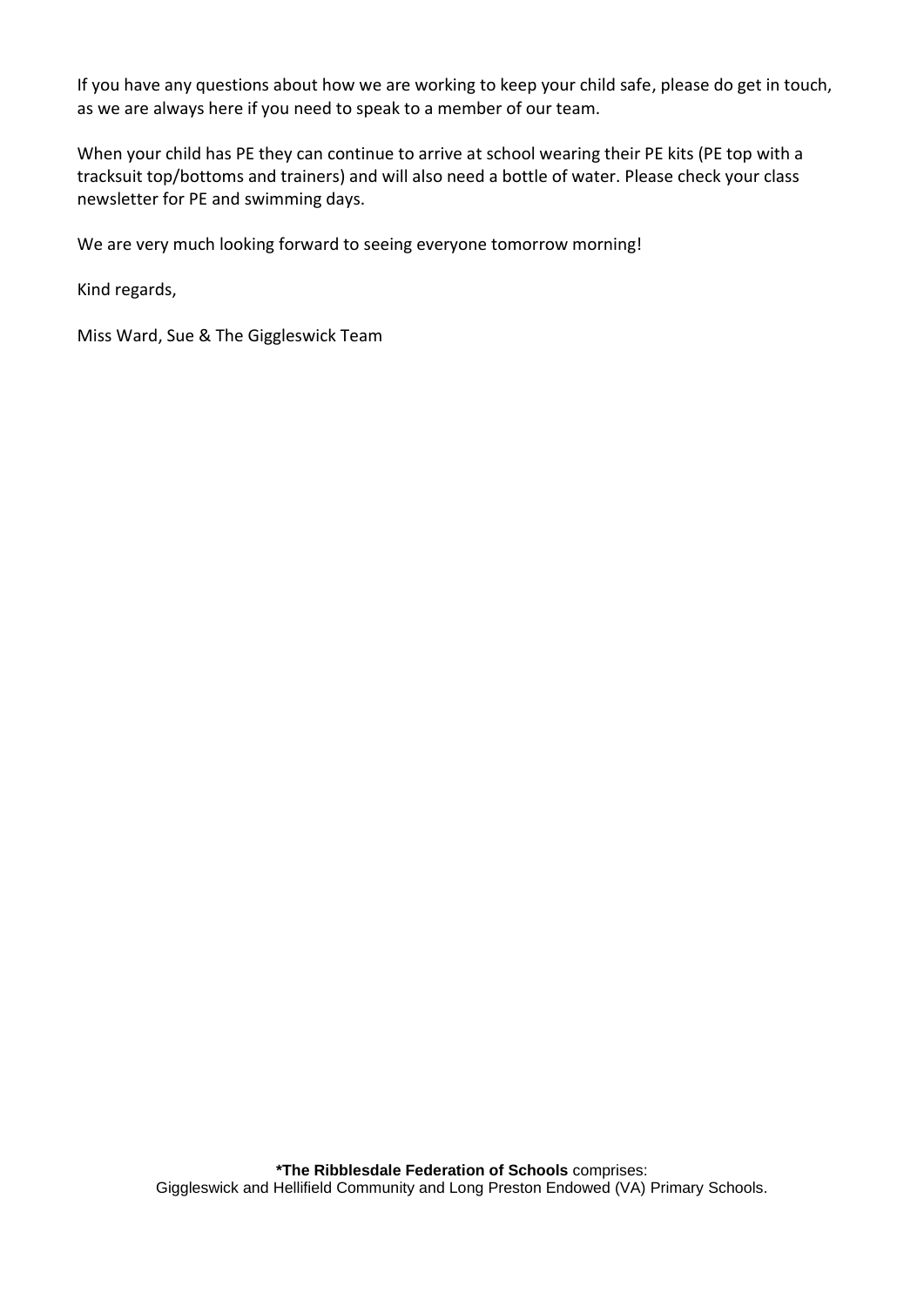If you have any questions about how we are working to keep your child safe, please do get in touch, as we are always here if you need to speak to a member of our team.

When your child has PE they can continue to arrive at school wearing their PE kits (PE top with a tracksuit top/bottoms and trainers) and will also need a bottle of water. Please check your class newsletter for PE and swimming days.

We are very much looking forward to seeing everyone tomorrow morning!

Kind regards,

Miss Ward, Sue & The Giggleswick Team

***The Ribblesdale Federation of Schools** comprises:
Giggleswick and Hellifield Community and Long Preston Endowed (VA) Primary Schools.